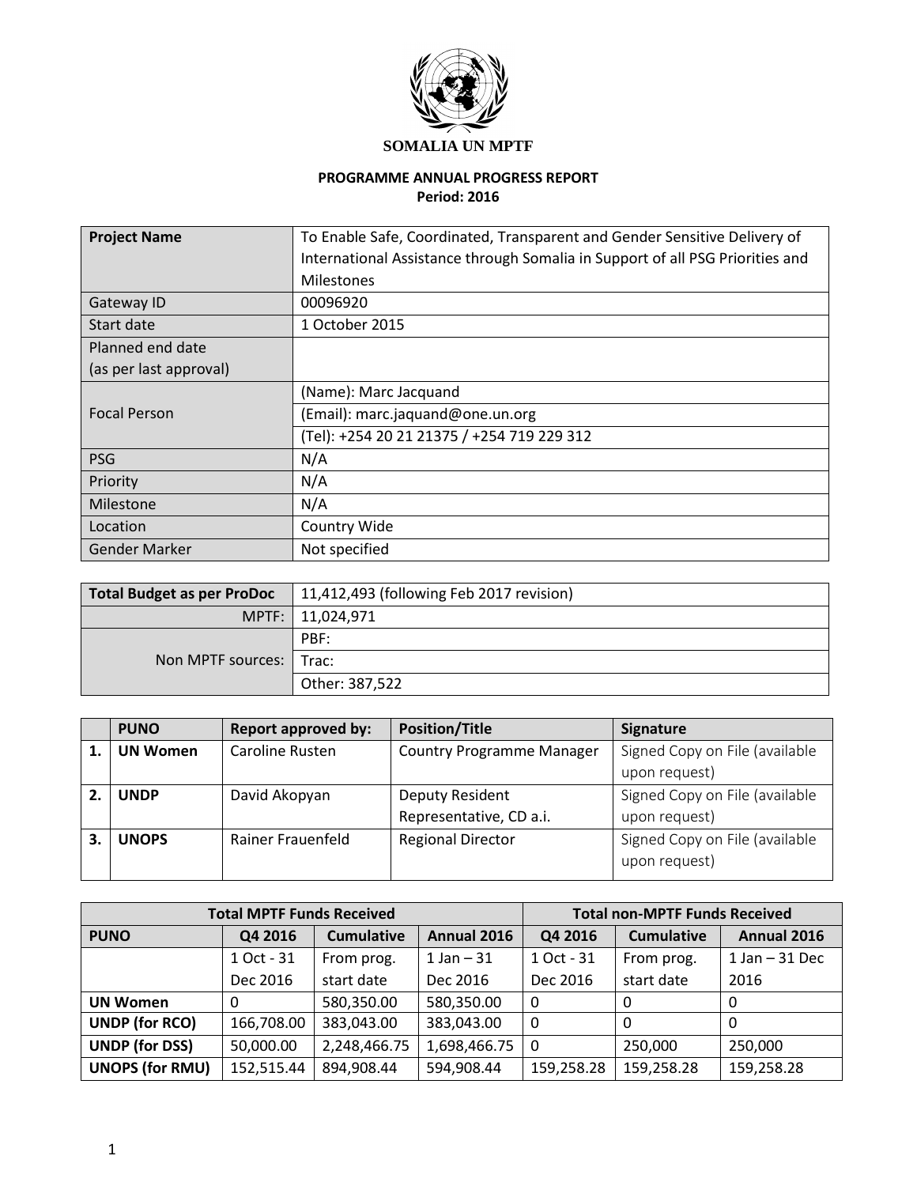**SOMALIA UN MPTF**

**PROGRAMME ANNUAL PROGRESS REPORT**
**Period: 2016**

| **Project Name** | To Enable Safe, Coordinated, Transparent and Gender Sensitive Delivery of International Assistance through Somalia in Support of all PSG Priorities and Milestones |
|---|---|
| Gateway ID | 00096920 |
| Start date | 1 October 2015 |
| Planned end date (as per last approval) | |
| Focal Person | (Name): Marc Jacquand |
| | (Email): marc.jaquand@one.un.org |
| | (Tel): +254 20 21 21375 / +254 719 229 312 |
| PSG | N/A |
| Priority | N/A |
| Milestone | N/A |
| Location | Country Wide |
| Gender Marker | Not specified |

| **Total Budget as per ProDoc** | 11,412,493 (following Feb 2017 revision) |
|---|---|
| MPTF: | 11,024,971 |
| Non MPTF sources: | PBF: |
| | Trac: |
| | Other: 387,522 |

| | **PUNO** | **Report approved by:** | **Position/Title** | **Signature** |
|---|---|---|---|---|
| **1.** | **UN Women** | Caroline Rusten | Country Programme Manager | Signed Copy on File (available upon request) |
| **2.** | **UNDP** | David Akopyan | Deputy Resident Representative, CD a.i. | Signed Copy on File (available upon request) |
| **3.** | **UNOPS** | Rainer Frauenfeld | Regional Director | Signed Copy on File (available upon request) |

| **Total MPTF Funds Received** | | | | **Total non-MPTF Funds Received** | | |
|---|---|---|---|---|---|---|
| **PUNO** | **Q4 2016** | **Cumulative** | **Annual 2016** | **Q4 2016** | **Cumulative** | **Annual 2016** |
| | 1 Oct - 31 Dec 2016 | From prog. start date | 1 Jan – 31 Dec 2016 | 1 Oct - 31 Dec 2016 | From prog. start date | 1 Jan – 31 Dec 2016 |
| **UN Women** | 0 | 580,350.00 | 580,350.00 | 0 | 0 | 0 |
| **UNDP (for RCO)** | 166,708.00 | 383,043.00 | 383,043.00 | 0 | 0 | 0 |
| **UNDP (for DSS)** | 50,000.00 | 2,248,466.75 | 1,698,466.75 | 0 | 250,000 | 250,000 |
| **UNOPS (for RMU)** | 152,515.44 | 894,908.44 | 594,908.44 | 159,258.28 | 159,258.28 | 159,258.28 |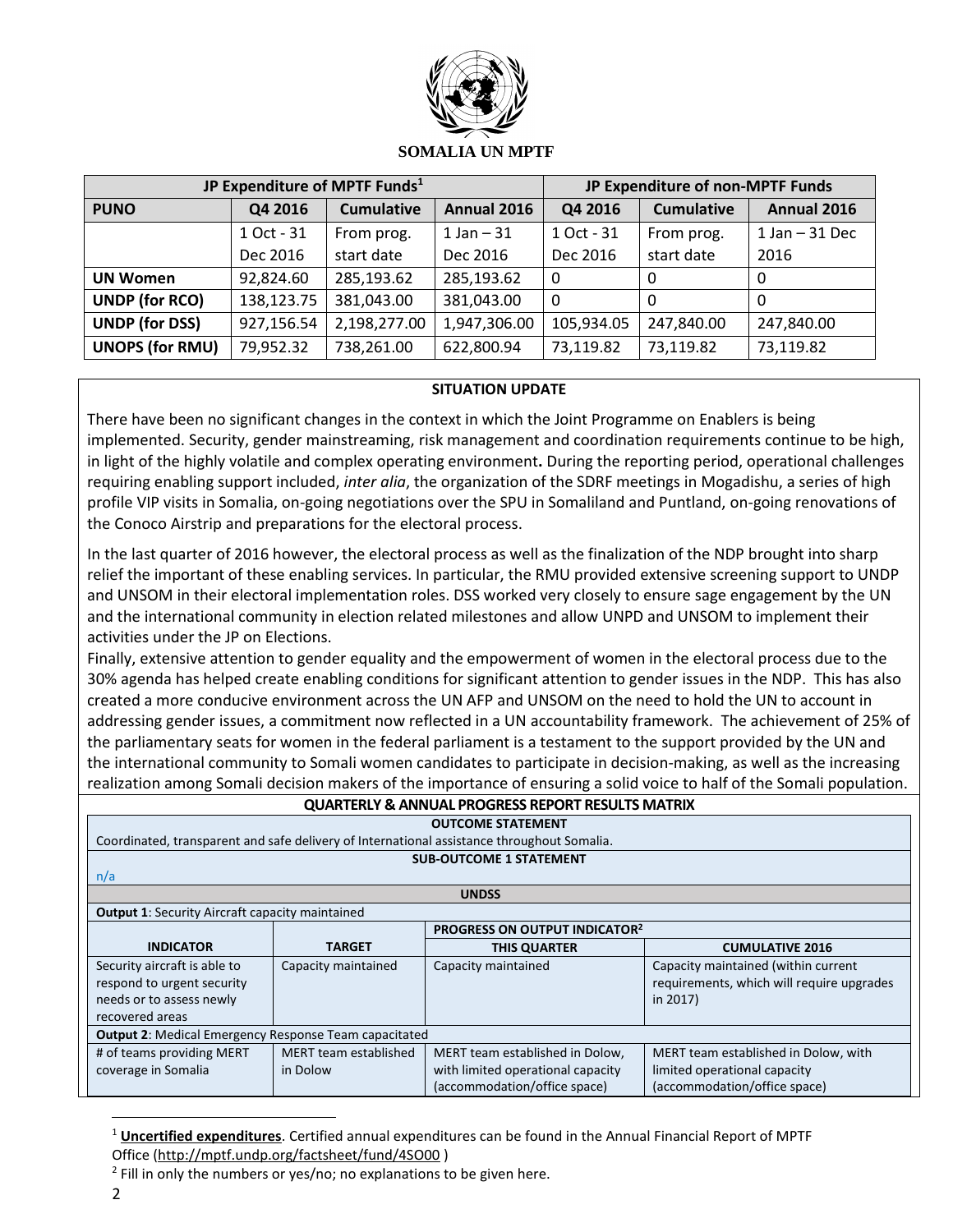**SOMALIA UN MPTF**

| JP Expenditure of MPTF Funds[1] | | | | JP Expenditure of non-MPTF Funds | | |
|---|---|---|---|---|---|---|
| **PUNO** | **Q4 2016** | **Cumulative** | **Annual 2016** | **Q4 2016** | **Cumulative** | **Annual 2016** |
| | 1 Oct - 31 Dec 2016 | From prog. start date | 1 Jan – 31 Dec 2016 | 1 Oct - 31 Dec 2016 | From prog. start date | 1 Jan – 31 Dec 2016 |
| **UN Women** | 92,824.60 | 285,193.62 | 285,193.62 | 0 | 0 | 0 |
| **UNDP (for RCO)** | 138,123.75 | 381,043.00 | 381,043.00 | 0 | 0 | 0 |
| **UNDP (for DSS)** | 927,156.54 | 2,198,277.00 | 1,947,306.00 | 105,934.05 | 247,840.00 | 247,840.00 |
| **UNOPS (for RMU)** | 79,952.32 | 738,261.00 | 622,800.94 | 73,119.82 | 73,119.82 | 73,119.82 |

**SITUATION UPDATE**

There have been no significant changes in the context in which the Joint Programme on Enablers is being implemented. Security, gender mainstreaming, risk management and coordination requirements continue to be high, in light of the highly volatile and complex operating environment**.** During the reporting period, operational challenges requiring enabling support included, *inter alia*, the organization of the SDRF meetings in Mogadishu, a series of high profile VIP visits in Somalia, on-going negotiations over the SPU in Somaliland and Puntland, on-going renovations of the Conoco Airstrip and preparations for the electoral process.

In the last quarter of 2016 however, the electoral process as well as the finalization of the NDP brought into sharp relief the important of these enabling services. In particular, the RMU provided extensive screening support to UNDP and UNSOM in their electoral implementation roles. DSS worked very closely to ensure sage engagement by the UN and the international community in election related milestones and allow UNPD and UNSOM to implement their activities under the JP on Elections.

Finally, extensive attention to gender equality and the empowerment of women in the electoral process due to the 30% agenda has helped create enabling conditions for significant attention to gender issues in the NDP. This has also created a more conducive environment across the UN AFP and UNSOM on the need to hold the UN to account in addressing gender issues, a commitment now reflected in a UN accountability framework. The achievement of 25% of the parliamentary seats for women in the federal parliament is a testament to the support provided by the UN and the international community to Somali women candidates to participate in decision-making, as well as the increasing realization among Somali decision makers of the importance of ensuring a solid voice to half of the Somali population.

**QUARTERLY & ANNUAL PROGRESS REPORT RESULTS MATRIX**

| **OUTCOME STATEMENT** | | | |
|---|---|---|---|
| Coordinated, transparent and safe delivery of International assistance throughout Somalia. | | | |
| **SUB-OUTCOME 1 STATEMENT** | | | |
| n/a | | | |
| **UNDSS** | | | |
| **Output 1**: Security Aircraft capacity maintained | | | |
| | | **PROGRESS ON OUTPUT INDICATOR[2]** | |
| **INDICATOR** | **TARGET** | **THIS QUARTER** | **CUMULATIVE 2016** |
| Security aircraft is able to respond to urgent security needs or to assess newly recovered areas | Capacity maintained | Capacity maintained | Capacity maintained (within current requirements, which will require upgrades in 2017) |
| **Output 2**: Medical Emergency Response Team capacitated | | | |
| # of teams providing MERT coverage in Somalia | MERT team established in Dolow | MERT team established in Dolow, with limited operational capacity (accommodation/office space) | MERT team established in Dolow, with limited operational capacity (accommodation/office space) |

[1] **Uncertified expenditures**. Certified annual expenditures can be found in the Annual Financial Report of MPTF Office (http://mptf.undp.org/factsheet/fund/4SO00 )

[2] Fill in only the numbers or yes/no; no explanations to be given here.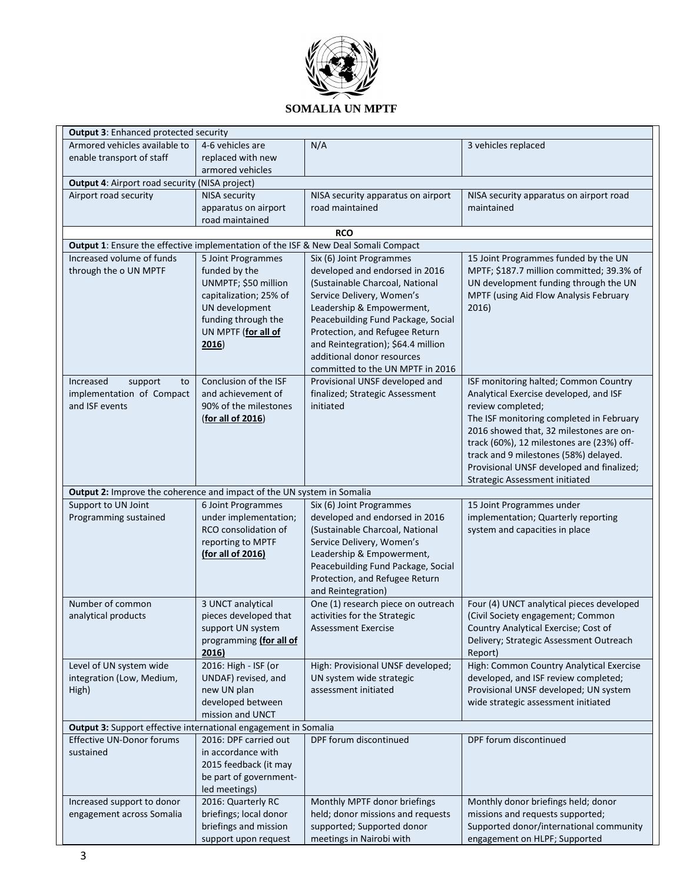**SOMALIA UN MPTF**

| | | | |
|---|---|---|---|
| **Output 3**: Enhanced protected security | | | |
| Armored vehicles available to enable transport of staff | 4-6 vehicles are replaced with new armored vehicles | N/A | 3 vehicles replaced |
| **Output 4**: Airport road security (NISA project) | | | |
| Airport road security | NISA security apparatus on airport road maintained | NISA security apparatus on airport road maintained | NISA security apparatus on airport road maintained |
| **RCO** | | | |
| **Output 1**: Ensure the effective implementation of the ISF & New Deal Somali Compact | | | |
| Increased volume of funds through the o UN MPTF | 5 Joint Programmes funded by the UNMPTF; $50 million capitalization; 25% of UN development funding through the UN MPTF (**<u>for all of 2016</u>**) | Six (6) Joint Programmes developed and endorsed in 2016 (Sustainable Charcoal, National Service Delivery, Women's Leadership & Empowerment, Peacebuilding Fund Package, Social Protection, and Refugee Return and Reintegration); $64.4 million additional donor resources committed to the UN MPTF in 2016 | 15 Joint Programmes funded by the UN MPTF; $187.7 million committed; 39.3% of UN development funding through the UN MPTF (using Aid Flow Analysis February 2016) |
| Increased support to implementation of Compact and ISF events | Conclusion of the ISF and achievement of 90% of the milestones (**<u>for all of 2016</u>**) | Provisional UNSF developed and finalized; Strategic Assessment initiated | ISF monitoring halted; Common Country Analytical Exercise developed, and ISF review completed;<br>The ISF monitoring completed in February 2016 showed that, 32 milestones are on-track (60%), 12 milestones are (23%) off-track and 9 milestones (58%) delayed. Provisional UNSF developed and finalized; Strategic Assessment initiated |
| **Output 2:** Improve the coherence and impact of the UN system in Somalia | | | |
| Support to UN Joint Programming sustained | 6 Joint Programmes under implementation; RCO consolidation of reporting to MPTF **<u>(for all of 2016)</u>** | Six (6) Joint Programmes developed and endorsed in 2016 (Sustainable Charcoal, National Service Delivery, Women's Leadership & Empowerment, Peacebuilding Fund Package, Social Protection, and Refugee Return and Reintegration) | 15 Joint Programmes under implementation; Quarterly reporting system and capacities in place |
| Number of common analytical products | 3 UNCT analytical pieces developed that support UN system programming **<u>(for all of 2016)</u>** | One (1) research piece on outreach activities for the Strategic Assessment Exercise | Four (4) UNCT analytical pieces developed (Civil Society engagement; Common Country Analytical Exercise; Cost of Delivery; Strategic Assessment Outreach Report) |
| Level of UN system wide integration (Low, Medium, High) | 2016: High - ISF (or UNDAF) revised, and new UN plan developed between mission and UNCT | High: Provisional UNSF developed; UN system wide strategic assessment initiated | High: Common Country Analytical Exercise developed, and ISF review completed; Provisional UNSF developed; UN system wide strategic assessment initiated |
| **Output 3:** Support effective international engagement in Somalia | | | |
| Effective UN-Donor forums sustained | 2016: DPF carried out in accordance with 2015 feedback (it may be part of government-led meetings) | DPF forum discontinued | DPF forum discontinued |
| Increased support to donor engagement across Somalia | 2016: Quarterly RC briefings; local donor briefings and mission support upon request | Monthly MPTF donor briefings held; donor missions and requests supported; Supported donor meetings in Nairobi with | Monthly donor briefings held; donor missions and requests supported; Supported donor/international community engagement on HLPF; Supported |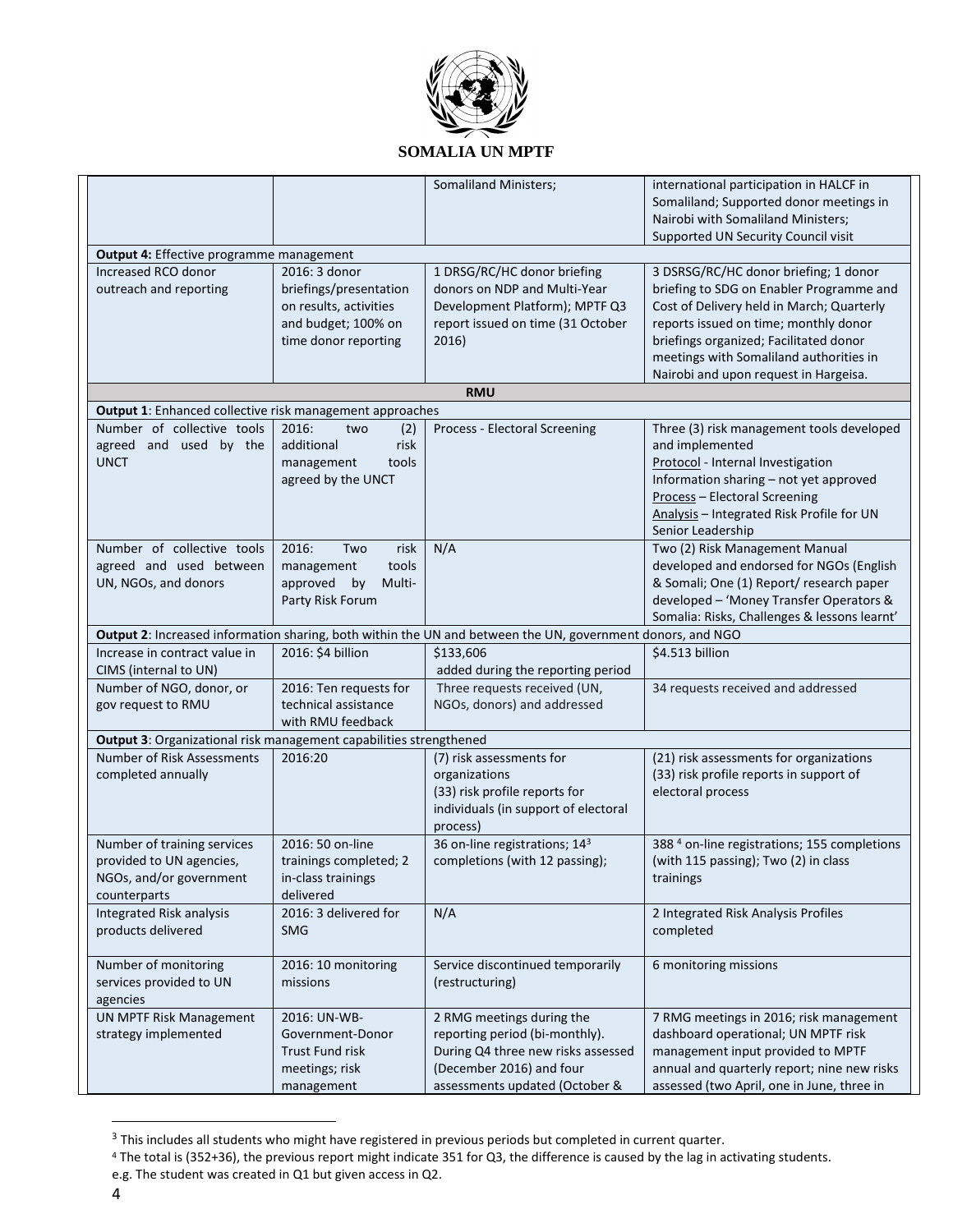**SOMALIA UN MPTF**

| | | | |
|---|---|---|---|
| | | Somaliland Ministers; | international participation in HALCF in Somaliland; Supported donor meetings in Nairobi with Somaliland Ministers; Supported UN Security Council visit |
| **Output 4:** Effective programme management | | | |
| Increased RCO donor outreach and reporting | 2016: 3 donor briefings/presentation on results, activities and budget; 100% on time donor reporting | 1 DRSG/RC/HC donor briefing donors on NDP and Multi-Year Development Platform); MPTF Q3 report issued on time (31 October 2016) | 3 DSRSG/RC/HC donor briefing; 1 donor briefing to SDG on Enabler Programme and Cost of Delivery held in March; Quarterly reports issued on time; monthly donor briefings organized; Facilitated donor meetings with Somaliland authorities in Nairobi and upon request in Hargeisa. |
| **RMU** | | | |
| **Output 1**: Enhanced collective risk management approaches | | | |
| Number of collective tools agreed and used by the UNCT | 2016: two (2) additional risk management tools agreed by the UNCT | Process - Electoral Screening | Three (3) risk management tools developed and implemented<br>Protocol - Internal Investigation<br>Information sharing – not yet approved<br>Process – Electoral Screening<br>Analysis – Integrated Risk Profile for UN Senior Leadership |
| Number of collective tools agreed and used between UN, NGOs, and donors | 2016: Two risk management tools approved by Multi-Party Risk Forum | N/A | Two (2) Risk Management Manual developed and endorsed for NGOs (English & Somali; One (1) Report/ research paper developed – 'Money Transfer Operators & Somalia: Risks, Challenges & lessons learnt' |
| **Output 2**: Increased information sharing, both within the UN and between the UN, government donors, and NGO | | | |
| Increase in contract value in CIMS (internal to UN) | 2016: $4 billion | $133,606 added during the reporting period | $4.513 billion |
| Number of NGO, donor, or gov request to RMU | 2016: Ten requests for technical assistance with RMU feedback | Three requests received (UN, NGOs, donors) and addressed | 34 requests received and addressed |
| **Output 3**: Organizational risk management capabilities strengthened | | | |
| Number of Risk Assessments completed annually | 2016:20 | (7) risk assessments for organizations<br>(33) risk profile reports for individuals (in support of electoral process) | (21) risk assessments for organizations<br>(33) risk profile reports in support of electoral process |
| Number of training services provided to UN agencies, NGOs, and/or government counterparts | 2016: 50 on-line trainings completed; 2 in-class trainings delivered | 36 on-line registrations; 14[3] completions (with 12 passing); | 388 [4] on-line registrations; 155 completions (with 115 passing); Two (2) in class trainings |
| Integrated Risk analysis products delivered | 2016: 3 delivered for SMG | N/A | 2 Integrated Risk Analysis Profiles completed |
| Number of monitoring services provided to UN agencies | 2016: 10 monitoring missions | Service discontinued temporarily (restructuring) | 6 monitoring missions |
| UN MPTF Risk Management strategy implemented | 2016: UN-WB-Government-Donor Trust Fund risk meetings; risk management | 2 RMG meetings during the reporting period (bi-monthly). During Q4 three new risks assessed (December 2016) and four assessments updated (October & | 7 RMG meetings in 2016; risk management dashboard operational; UN MPTF risk management input provided to MPTF annual and quarterly report; nine new risks assessed (two April, one in June, three in |

[3] This includes all students who might have registered in previous periods but completed in current quarter.

[4] The total is (352+36), the previous report might indicate 351 for Q3, the difference is caused by the lag in activating students. e.g. The student was created in Q1 but given access in Q2.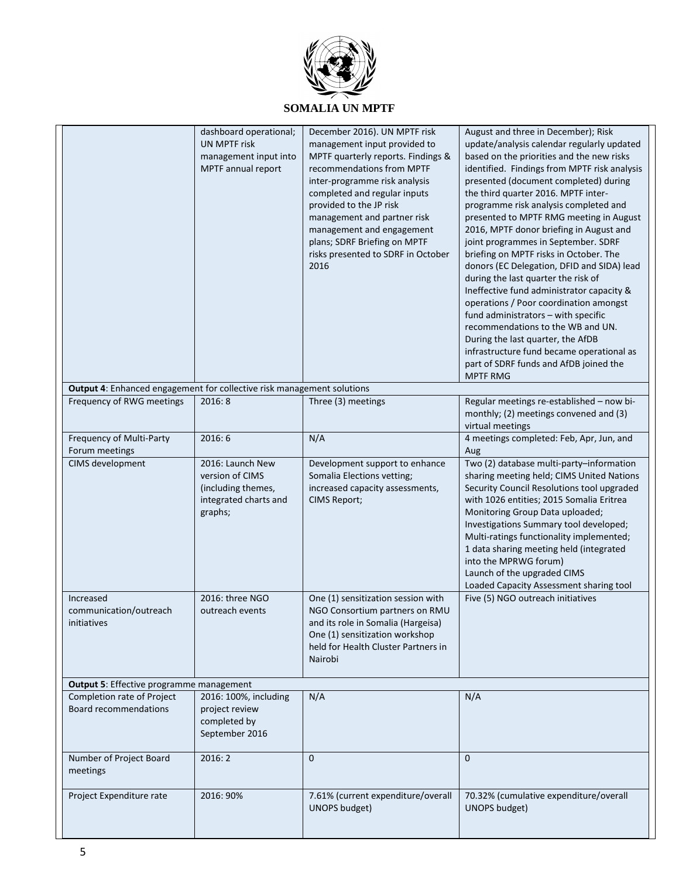| | | | |
|---|---|---|---|
| | dashboard operational; UN MPTF risk management input into MPTF annual report | December 2016). UN MPTF risk management input provided to MPTF quarterly reports. Findings & recommendations from MPTF inter-programme risk analysis completed and regular inputs provided to the JP risk management and partner risk management and engagement plans; SDRF Briefing on MPTF risks presented to SDRF in October 2016 | August and three in December); Risk update/analysis calendar regularly updated based on the priorities and the new risks identified. Findings from MPTF risk analysis presented (document completed) during the third quarter 2016. MPTF inter-programme risk analysis completed and presented to MPTF RMG meeting in August 2016, MPTF donor briefing in August and joint programmes in September. SDRF briefing on MPTF risks in October. The donors (EC Delegation, DFID and SIDA) lead during the last quarter the risk of Ineffective fund administrator capacity & operations / Poor coordination amongst fund administrators – with specific recommendations to the WB and UN. During the last quarter, the AfDB infrastructure fund became operational as part of SDRF funds and AfDB joined the MPTF RMG |
| **Output 4**: Enhanced engagement for collective risk management solutions | | | |
| Frequency of RWG meetings | 2016: 8 | Three (3) meetings | Regular meetings re-established – now bi-monthly; (2) meetings convened and (3) virtual meetings |
| Frequency of Multi-Party Forum meetings | 2016: 6 | N/A | 4 meetings completed: Feb, Apr, Jun, and Aug |
| CIMS development | 2016: Launch New version of CIMS (including themes, integrated charts and graphs; | Development support to enhance Somalia Elections vetting; increased capacity assessments, CIMS Report; | Two (2) database multi-party–information sharing meeting held; CIMS United Nations Security Council Resolutions tool upgraded with 1026 entities; 2015 Somalia Eritrea Monitoring Group Data uploaded; Investigations Summary tool developed; Multi-ratings functionality implemented; 1 data sharing meeting held (integrated into the MPRWG forum) Launch of the upgraded CIMS Loaded Capacity Assessment sharing tool |
| Increased communication/outreach initiatives | 2016: three NGO outreach events | One (1) sensitization session with NGO Consortium partners on RMU and its role in Somalia (Hargeisa) One (1) sensitization workshop held for Health Cluster Partners in Nairobi | Five (5) NGO outreach initiatives |
| **Output 5**: Effective programme management | | | |
| Completion rate of Project Board recommendations | 2016: 100%, including project review completed by September 2016 | N/A | N/A |
| Number of Project Board meetings | 2016: 2 | 0 | 0 |
| Project Expenditure rate | 2016: 90% | 7.61% (current expenditure/overall UNOPS budget) | 70.32% (cumulative expenditure/overall UNOPS budget) |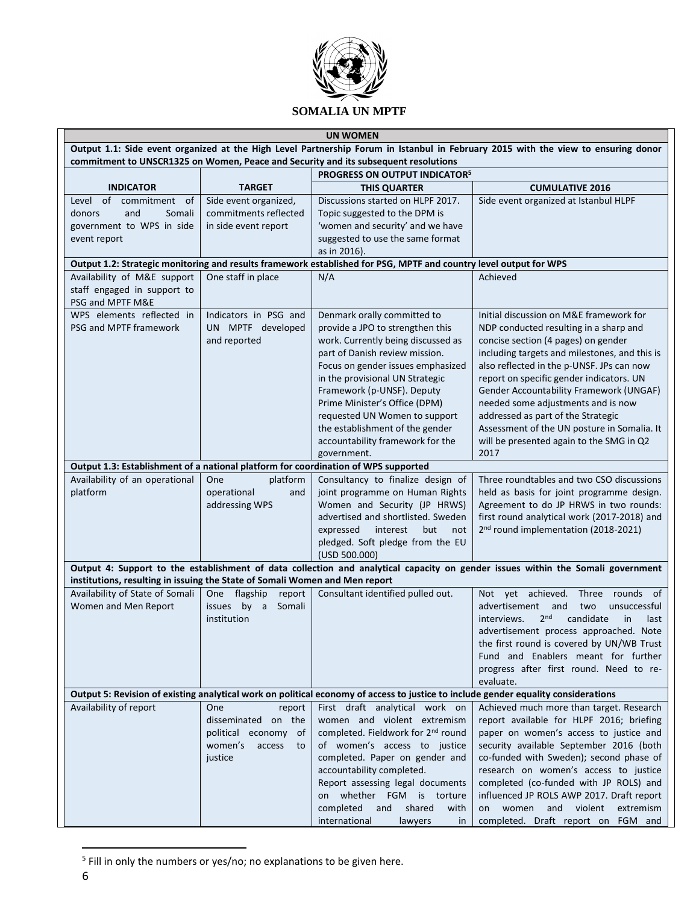**SOMALIA UN MPTF**

| UN WOMEN | | | |
|---|---|---|---|
| **Output 1.1: Side event organized at the High Level Partnership Forum in Istanbul in February 2015 with the view to ensuring donor commitment to UNSCR1325 on Women, Peace and Security and its subsequent resolutions** | | | |
| | | **PROGRESS ON OUTPUT INDICATOR[5]** | |
| **INDICATOR** | **TARGET** | **THIS QUARTER** | **CUMULATIVE 2016** |
| Level of commitment of donors and Somali government to WPS in side event report | Side event organized, commitments reflected in side event report | Discussions started on HLPF 2017. Topic suggested to the DPM is 'women and security' and we have suggested to use the same format as in 2016). | Side event organized at Istanbul HLPF |
| **Output 1.2: Strategic monitoring and results framework established for PSG, MPTF and country level output for WPS** | | | |
| Availability of M&E support staff engaged in support to PSG and MPTF M&E | One staff in place | N/A | Achieved |
| WPS elements reflected in PSG and MPTF framework | Indicators in PSG and UN MPTF developed and reported | Denmark orally committed to provide a JPO to strengthen this work. Currently being discussed as part of Danish review mission. Focus on gender issues emphasized in the provisional UN Strategic Framework (p-UNSF). Deputy Prime Minister's Office (DPM) requested UN Women to support the establishment of the gender accountability framework for the government. | Initial discussion on M&E framework for NDP conducted resulting in a sharp and concise section (4 pages) on gender including targets and milestones, and this is also reflected in the p-UNSF. JPs can now report on specific gender indicators. UN Gender Accountability Framework (UNGAF) needed some adjustments and is now addressed as part of the Strategic Assessment of the UN posture in Somalia. It will be presented again to the SMG in Q2 2017 |
| **Output 1.3: Establishment of a national platform for coordination of WPS supported** | | | |
| Availability of an operational platform | One platform operational and addressing WPS | Consultancy to finalize design of joint programme on Human Rights Women and Security (JP HRWS) advertised and shortlisted. Sweden expressed interest but not pledged. Soft pledge from the EU (USD 500.000) | Three roundtables and two CSO discussions held as basis for joint programme design. Agreement to do JP HRWS in two rounds: first round analytical work (2017-2018) and 2nd round implementation (2018-2021) |
| **Output 4: Support to the establishment of data collection and analytical capacity on gender issues within the Somali government institutions, resulting in issuing the State of Somali Women and Men report** | | | |
| Availability of State of Somali Women and Men Report | One flagship report issues by a Somali institution | Consultant identified pulled out. | Not yet achieved. Three rounds of advertisement and two unsuccessful interviews. 2nd candidate in last advertisement process approached. Note the first round is covered by UN/WB Trust Fund and Enablers meant for further progress after first round. Need to re-evaluate. |
| **Output 5: Revision of existing analytical work on political economy of access to justice to include gender equality considerations** | | | |
| Availability of report | One report disseminated on the political economy of women's access to justice | First draft analytical work on women and violent extremism completed. Fieldwork for 2nd round of women's access to justice completed. Paper on gender and accountability completed. Report assessing legal documents on whether FGM is torture completed and shared with international lawyers in | Achieved much more than target. Research report available for HLPF 2016; briefing paper on women's access to justice and security available September 2016 (both co-funded with Sweden); second phase of research on women's access to justice completed (co-funded with JP ROLS) and influenced JP ROLS AWP 2017. Draft report on women and violent extremism completed. Draft report on FGM and |

[5] Fill in only the numbers or yes/no; no explanations to be given here.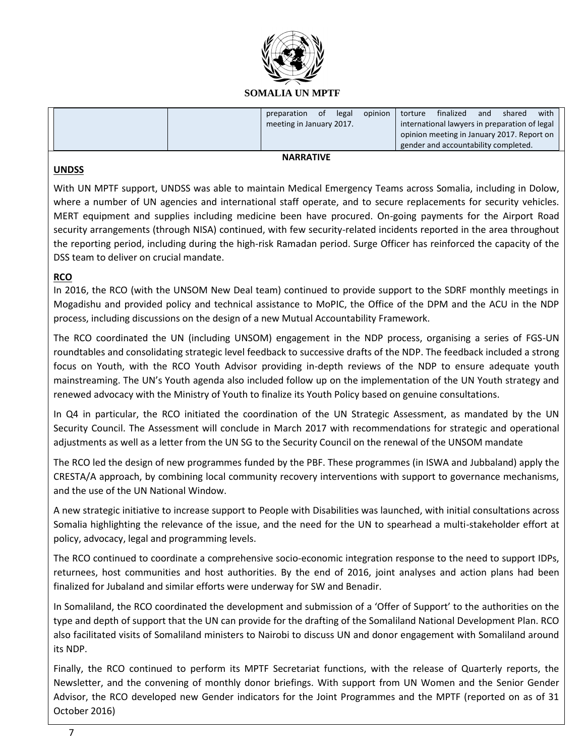| | | preparation of legal opinion meeting in January 2017. | torture finalized and shared with international lawyers in preparation of legal opinion meeting in January 2017. Report on gender and accountability completed. |
|---|---|---|---|

**NARRATIVE**

**UNDSS**

With UN MPTF support, UNDSS was able to maintain Medical Emergency Teams across Somalia, including in Dolow, where a number of UN agencies and international staff operate, and to secure replacements for security vehicles. MERT equipment and supplies including medicine been have procured. On-going payments for the Airport Road security arrangements (through NISA) continued, with few security-related incidents reported in the area throughout the reporting period, including during the high-risk Ramadan period. Surge Officer has reinforced the capacity of the DSS team to deliver on crucial mandate.

**RCO**

In 2016, the RCO (with the UNSOM New Deal team) continued to provide support to the SDRF monthly meetings in Mogadishu and provided policy and technical assistance to MoPIC, the Office of the DPM and the ACU in the NDP process, including discussions on the design of a new Mutual Accountability Framework.

The RCO coordinated the UN (including UNSOM) engagement in the NDP process, organising a series of FGS-UN roundtables and consolidating strategic level feedback to successive drafts of the NDP. The feedback included a strong focus on Youth, with the RCO Youth Advisor providing in-depth reviews of the NDP to ensure adequate youth mainstreaming. The UN's Youth agenda also included follow up on the implementation of the UN Youth strategy and renewed advocacy with the Ministry of Youth to finalize its Youth Policy based on genuine consultations.

In Q4 in particular, the RCO initiated the coordination of the UN Strategic Assessment, as mandated by the UN Security Council. The Assessment will conclude in March 2017 with recommendations for strategic and operational adjustments as well as a letter from the UN SG to the Security Council on the renewal of the UNSOM mandate

The RCO led the design of new programmes funded by the PBF. These programmes (in ISWA and Jubbaland) apply the CRESTA/A approach, by combining local community recovery interventions with support to governance mechanisms, and the use of the UN National Window.

A new strategic initiative to increase support to People with Disabilities was launched, with initial consultations across Somalia highlighting the relevance of the issue, and the need for the UN to spearhead a multi-stakeholder effort at policy, advocacy, legal and programming levels.

The RCO continued to coordinate a comprehensive socio-economic integration response to the need to support IDPs, returnees, host communities and host authorities. By the end of 2016, joint analyses and action plans had been finalized for Jubaland and similar efforts were underway for SW and Benadir.

In Somaliland, the RCO coordinated the development and submission of a 'Offer of Support' to the authorities on the type and depth of support that the UN can provide for the drafting of the Somaliland National Development Plan. RCO also facilitated visits of Somaliland ministers to Nairobi to discuss UN and donor engagement with Somaliland around its NDP.

Finally, the RCO continued to perform its MPTF Secretariat functions, with the release of Quarterly reports, the Newsletter, and the convening of monthly donor briefings. With support from UN Women and the Senior Gender Advisor, the RCO developed new Gender indicators for the Joint Programmes and the MPTF (reported on as of 31 October 2016)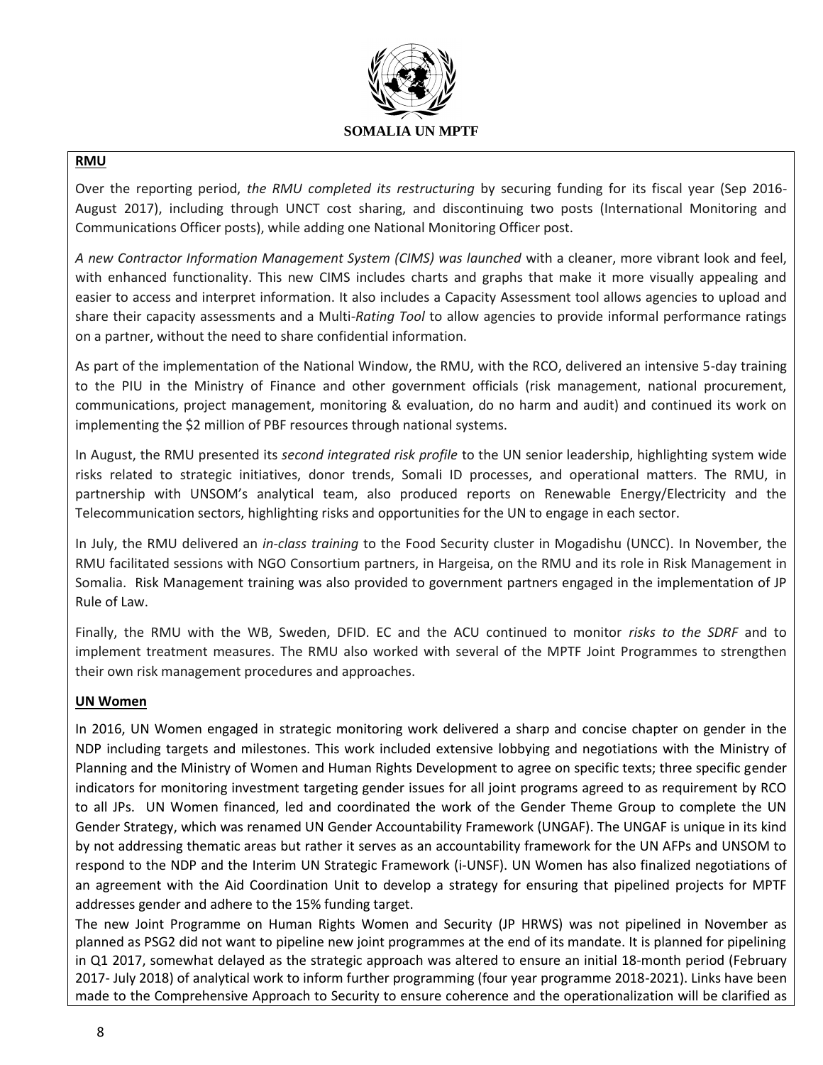**RMU**

Over the reporting period, *the RMU completed its restructuring* by securing funding for its fiscal year (Sep 2016-August 2017), including through UNCT cost sharing, and discontinuing two posts (International Monitoring and Communications Officer posts), while adding one National Monitoring Officer post.

*A new Contractor Information Management System (CIMS) was launched* with a cleaner, more vibrant look and feel, with enhanced functionality. This new CIMS includes charts and graphs that make it more visually appealing and easier to access and interpret information. It also includes a Capacity Assessment tool allows agencies to upload and share their capacity assessments and a Multi-*Rating Tool* to allow agencies to provide informal performance ratings on a partner, without the need to share confidential information.

As part of the implementation of the National Window, the RMU, with the RCO, delivered an intensive 5-day training to the PIU in the Ministry of Finance and other government officials (risk management, national procurement, communications, project management, monitoring & evaluation, do no harm and audit) and continued its work on implementing the $2 million of PBF resources through national systems.

In August, the RMU presented its *second integrated risk profile* to the UN senior leadership, highlighting system wide risks related to strategic initiatives, donor trends, Somali ID processes, and operational matters. The RMU, in partnership with UNSOM's analytical team, also produced reports on Renewable Energy/Electricity and the Telecommunication sectors, highlighting risks and opportunities for the UN to engage in each sector.

In July, the RMU delivered an *in-class training* to the Food Security cluster in Mogadishu (UNCC). In November, the RMU facilitated sessions with NGO Consortium partners, in Hargeisa, on the RMU and its role in Risk Management in Somalia. Risk Management training was also provided to government partners engaged in the implementation of JP Rule of Law.

Finally, the RMU with the WB, Sweden, DFID. EC and the ACU continued to monitor *risks to the SDRF* and to implement treatment measures. The RMU also worked with several of the MPTF Joint Programmes to strengthen their own risk management procedures and approaches.

**UN Women**

In 2016, UN Women engaged in strategic monitoring work delivered a sharp and concise chapter on gender in the NDP including targets and milestones. This work included extensive lobbying and negotiations with the Ministry of Planning and the Ministry of Women and Human Rights Development to agree on specific texts; three specific gender indicators for monitoring investment targeting gender issues for all joint programs agreed to as requirement by RCO to all JPs. UN Women financed, led and coordinated the work of the Gender Theme Group to complete the UN Gender Strategy, which was renamed UN Gender Accountability Framework (UNGAF). The UNGAF is unique in its kind by not addressing thematic areas but rather it serves as an accountability framework for the UN AFPs and UNSOM to respond to the NDP and the Interim UN Strategic Framework (i-UNSF). UN Women has also finalized negotiations of an agreement with the Aid Coordination Unit to develop a strategy for ensuring that pipelined projects for MPTF addresses gender and adhere to the 15% funding target.

The new Joint Programme on Human Rights Women and Security (JP HRWS) was not pipelined in November as planned as PSG2 did not want to pipeline new joint programmes at the end of its mandate. It is planned for pipelining in Q1 2017, somewhat delayed as the strategic approach was altered to ensure an initial 18-month period (February 2017- July 2018) of analytical work to inform further programming (four year programme 2018-2021). Links have been made to the Comprehensive Approach to Security to ensure coherence and the operationalization will be clarified as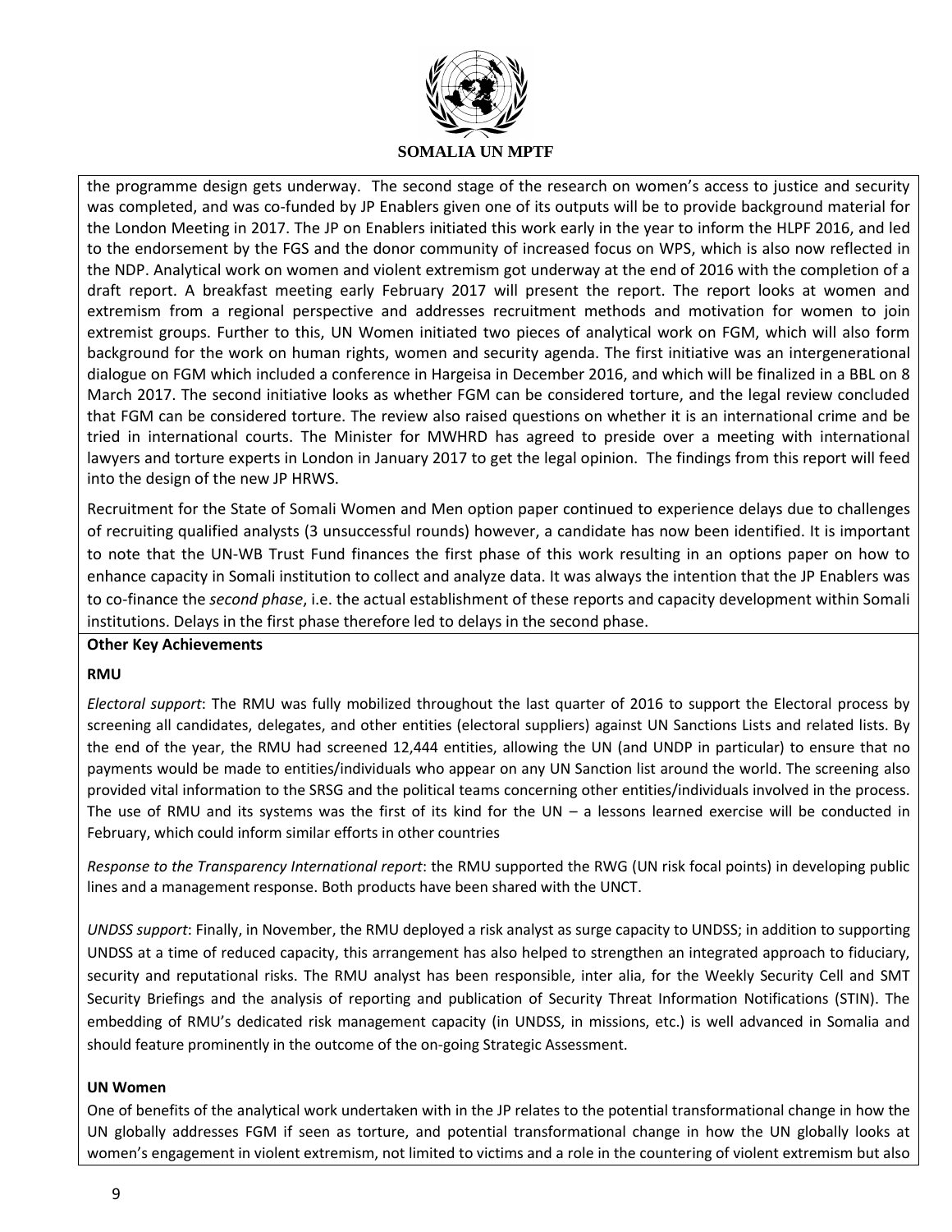the programme design gets underway. The second stage of the research on women's access to justice and security was completed, and was co-funded by JP Enablers given one of its outputs will be to provide background material for the London Meeting in 2017. The JP on Enablers initiated this work early in the year to inform the HLPF 2016, and led to the endorsement by the FGS and the donor community of increased focus on WPS, which is also now reflected in the NDP. Analytical work on women and violent extremism got underway at the end of 2016 with the completion of a draft report. A breakfast meeting early February 2017 will present the report. The report looks at women and extremism from a regional perspective and addresses recruitment methods and motivation for women to join extremist groups. Further to this, UN Women initiated two pieces of analytical work on FGM, which will also form background for the work on human rights, women and security agenda. The first initiative was an intergenerational dialogue on FGM which included a conference in Hargeisa in December 2016, and which will be finalized in a BBL on 8 March 2017. The second initiative looks as whether FGM can be considered torture, and the legal review concluded that FGM can be considered torture. The review also raised questions on whether it is an international crime and be tried in international courts. The Minister for MWHRD has agreed to preside over a meeting with international lawyers and torture experts in London in January 2017 to get the legal opinion. The findings from this report will feed into the design of the new JP HRWS.

Recruitment for the State of Somali Women and Men option paper continued to experience delays due to challenges of recruiting qualified analysts (3 unsuccessful rounds) however, a candidate has now been identified. It is important to note that the UN-WB Trust Fund finances the first phase of this work resulting in an options paper on how to enhance capacity in Somali institution to collect and analyze data. It was always the intention that the JP Enablers was to co-finance the *second phase*, i.e. the actual establishment of these reports and capacity development within Somali institutions. Delays in the first phase therefore led to delays in the second phase.

**Other Key Achievements**

**RMU**

*Electoral support*: The RMU was fully mobilized throughout the last quarter of 2016 to support the Electoral process by screening all candidates, delegates, and other entities (electoral suppliers) against UN Sanctions Lists and related lists. By the end of the year, the RMU had screened 12,444 entities, allowing the UN (and UNDP in particular) to ensure that no payments would be made to entities/individuals who appear on any UN Sanction list around the world. The screening also provided vital information to the SRSG and the political teams concerning other entities/individuals involved in the process. The use of RMU and its systems was the first of its kind for the UN – a lessons learned exercise will be conducted in February, which could inform similar efforts in other countries

*Response to the Transparency International report*: the RMU supported the RWG (UN risk focal points) in developing public lines and a management response. Both products have been shared with the UNCT.

*UNDSS support*: Finally, in November, the RMU deployed a risk analyst as surge capacity to UNDSS; in addition to supporting UNDSS at a time of reduced capacity, this arrangement has also helped to strengthen an integrated approach to fiduciary, security and reputational risks. The RMU analyst has been responsible, inter alia, for the Weekly Security Cell and SMT Security Briefings and the analysis of reporting and publication of Security Threat Information Notifications (STIN). The embedding of RMU's dedicated risk management capacity (in UNDSS, in missions, etc.) is well advanced in Somalia and should feature prominently in the outcome of the on-going Strategic Assessment.

**UN Women**

One of benefits of the analytical work undertaken with in the JP relates to the potential transformational change in how the UN globally addresses FGM if seen as torture, and potential transformational change in how the UN globally looks at women's engagement in violent extremism, not limited to victims and a role in the countering of violent extremism but also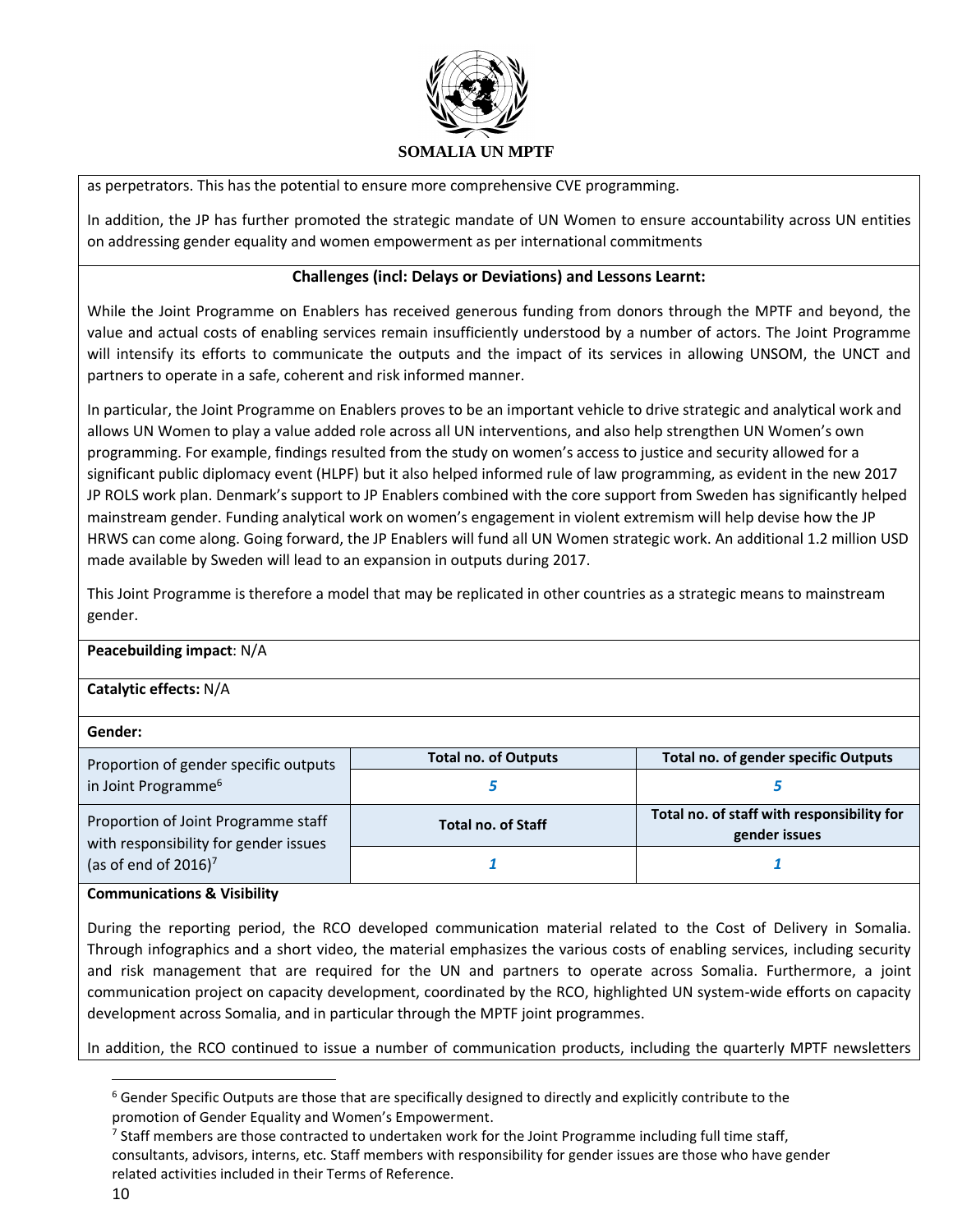as perpetrators. This has the potential to ensure more comprehensive CVE programming.

In addition, the JP has further promoted the strategic mandate of UN Women to ensure accountability across UN entities on addressing gender equality and women empowerment as per international commitments

**Challenges (incl: Delays or Deviations) and Lessons Learnt:**

While the Joint Programme on Enablers has received generous funding from donors through the MPTF and beyond, the value and actual costs of enabling services remain insufficiently understood by a number of actors. The Joint Programme will intensify its efforts to communicate the outputs and the impact of its services in allowing UNSOM, the UNCT and partners to operate in a safe, coherent and risk informed manner.

In particular, the Joint Programme on Enablers proves to be an important vehicle to drive strategic and analytical work and allows UN Women to play a value added role across all UN interventions, and also help strengthen UN Women's own programming. For example, findings resulted from the study on women's access to justice and security allowed for a significant public diplomacy event (HLPF) but it also helped informed rule of law programming, as evident in the new 2017 JP ROLS work plan. Denmark's support to JP Enablers combined with the core support from Sweden has significantly helped mainstream gender. Funding analytical work on women's engagement in violent extremism will help devise how the JP HRWS can come along. Going forward, the JP Enablers will fund all UN Women strategic work. An additional 1.2 million USD made available by Sweden will lead to an expansion in outputs during 2017.

This Joint Programme is therefore a model that may be replicated in other countries as a strategic means to mainstream gender.

**Peacebuilding impact**: N/A

**Catalytic effects:** N/A

**Gender:**

| | Total no. of Outputs | Total no. of gender specific Outputs |
|---|---|---|
| Proportion of gender specific outputs in Joint Programme[6] | *5* | *5* |
| | **Total no. of Staff** | **Total no. of staff with responsibility for gender issues** |
| Proportion of Joint Programme staff with responsibility for gender issues (as of end of 2016)[7] | *1* | *1* |

**Communications & Visibility**

During the reporting period, the RCO developed communication material related to the Cost of Delivery in Somalia. Through infographics and a short video, the material emphasizes the various costs of enabling services, including security and risk management that are required for the UN and partners to operate across Somalia. Furthermore, a joint communication project on capacity development, coordinated by the RCO, highlighted UN system-wide efforts on capacity development across Somalia, and in particular through the MPTF joint programmes.

In addition, the RCO continued to issue a number of communication products, including the quarterly MPTF newsletters

[6] Gender Specific Outputs are those that are specifically designed to directly and explicitly contribute to the promotion of Gender Equality and Women's Empowerment.

[7] Staff members are those contracted to undertaken work for the Joint Programme including full time staff, consultants, advisors, interns, etc. Staff members with responsibility for gender issues are those who have gender related activities included in their Terms of Reference.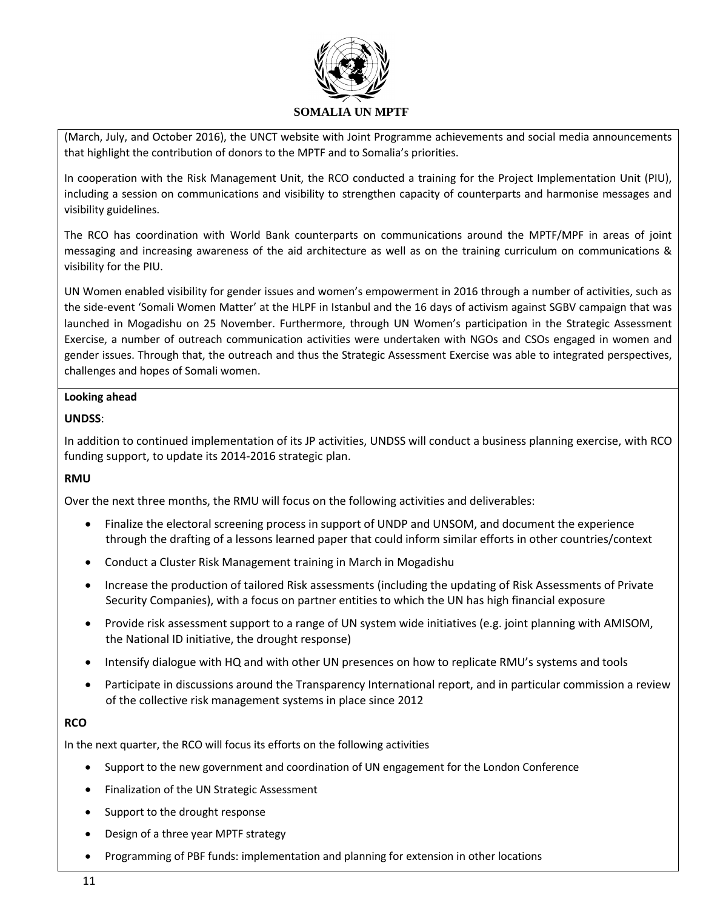(March, July, and October 2016), the UNCT website with Joint Programme achievements and social media announcements that highlight the contribution of donors to the MPTF and to Somalia's priorities.

In cooperation with the Risk Management Unit, the RCO conducted a training for the Project Implementation Unit (PIU), including a session on communications and visibility to strengthen capacity of counterparts and harmonise messages and visibility guidelines.

The RCO has coordination with World Bank counterparts on communications around the MPTF/MPF in areas of joint messaging and increasing awareness of the aid architecture as well as on the training curriculum on communications & visibility for the PIU.

UN Women enabled visibility for gender issues and women's empowerment in 2016 through a number of activities, such as the side-event 'Somali Women Matter' at the HLPF in Istanbul and the 16 days of activism against SGBV campaign that was launched in Mogadishu on 25 November. Furthermore, through UN Women's participation in the Strategic Assessment Exercise, a number of outreach communication activities were undertaken with NGOs and CSOs engaged in women and gender issues. Through that, the outreach and thus the Strategic Assessment Exercise was able to integrated perspectives, challenges and hopes of Somali women.

**Looking ahead**

**UNDSS**:

In addition to continued implementation of its JP activities, UNDSS will conduct a business planning exercise, with RCO funding support, to update its 2014-2016 strategic plan.

**RMU**

Over the next three months, the RMU will focus on the following activities and deliverables:

- Finalize the electoral screening process in support of UNDP and UNSOM, and document the experience through the drafting of a lessons learned paper that could inform similar efforts in other countries/context
- Conduct a Cluster Risk Management training in March in Mogadishu
- Increase the production of tailored Risk assessments (including the updating of Risk Assessments of Private Security Companies), with a focus on partner entities to which the UN has high financial exposure
- Provide risk assessment support to a range of UN system wide initiatives (e.g. joint planning with AMISOM, the National ID initiative, the drought response)
- Intensify dialogue with HQ and with other UN presences on how to replicate RMU's systems and tools
- Participate in discussions around the Transparency International report, and in particular commission a review of the collective risk management systems in place since 2012

**RCO**

In the next quarter, the RCO will focus its efforts on the following activities

- Support to the new government and coordination of UN engagement for the London Conference
- Finalization of the UN Strategic Assessment
- Support to the drought response
- Design of a three year MPTF strategy
- Programming of PBF funds: implementation and planning for extension in other locations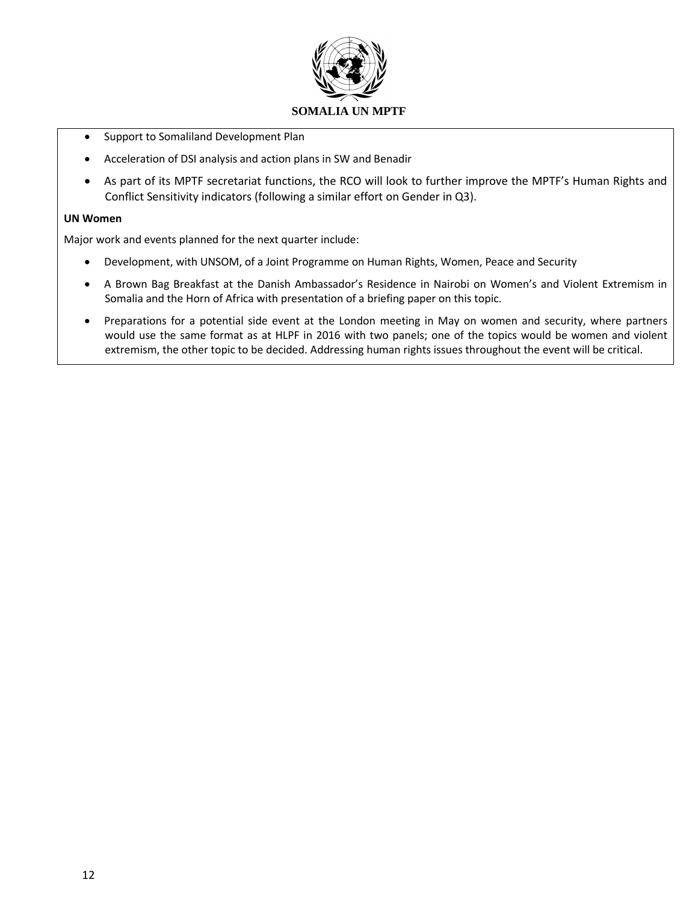- Support to Somaliland Development Plan
- Acceleration of DSI analysis and action plans in SW and Benadir
- As part of its MPTF secretariat functions, the RCO will look to further improve the MPTF's Human Rights and Conflict Sensitivity indicators (following a similar effort on Gender in Q3).

**UN Women**

Major work and events planned for the next quarter include:

- Development, with UNSOM, of a Joint Programme on Human Rights, Women, Peace and Security
- A Brown Bag Breakfast at the Danish Ambassador's Residence in Nairobi on Women's and Violent Extremism in Somalia and the Horn of Africa with presentation of a briefing paper on this topic.
- Preparations for a potential side event at the London meeting in May on women and security, where partners would use the same format as at HLPF in 2016 with two panels; one of the topics would be women and violent extremism, the other topic to be decided. Addressing human rights issues throughout the event will be critical.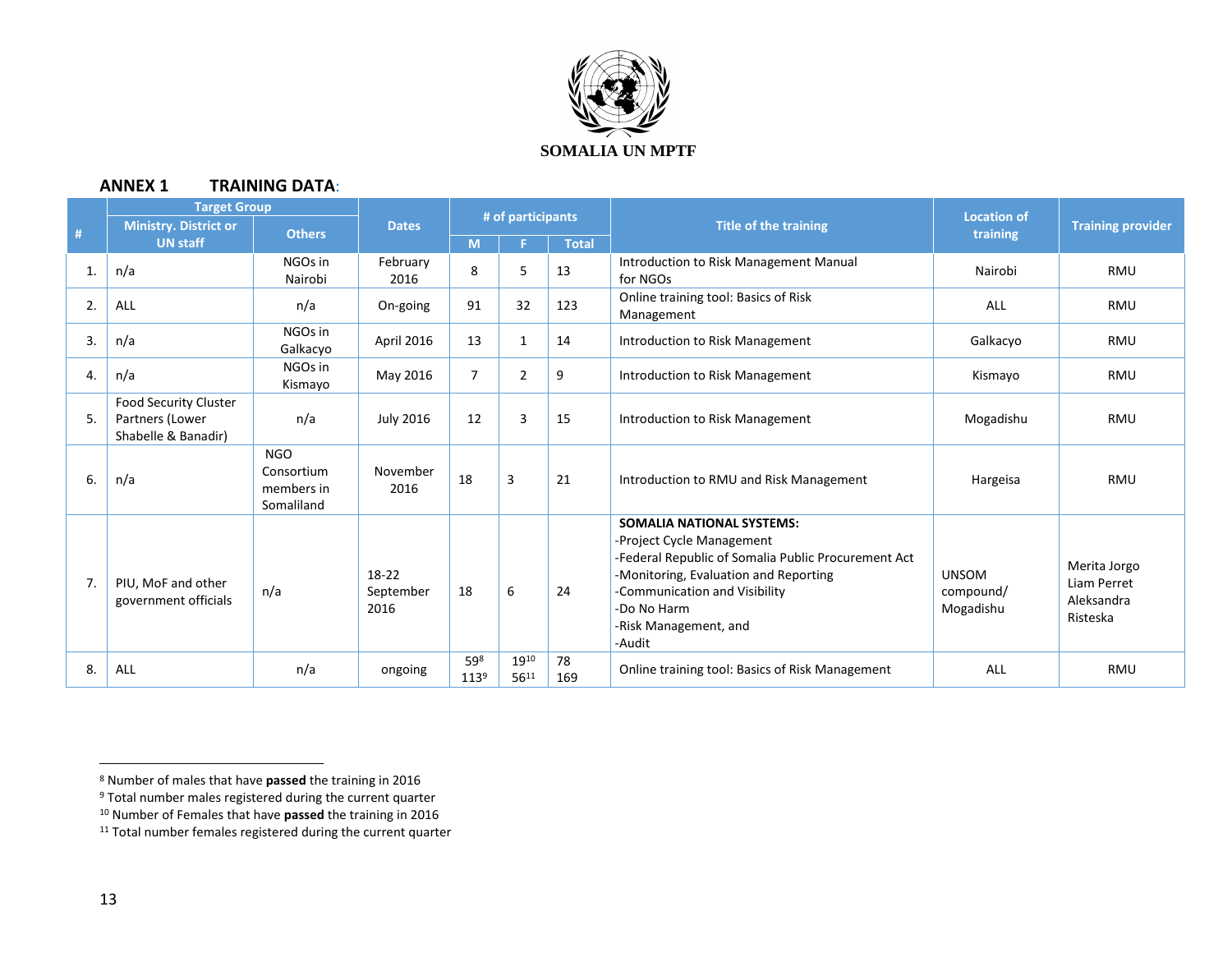**SOMALIA UN MPTF**

## ANNEX 1 TRAINING DATA:

| # | Target Group | | Dates | # of participants | | | Title of the training | Location of training | Training provider |
|---|---|---|---|---|---|---|---|---|---|
| | Ministry. District or UN staff | Others | | M | F | Total | | | |
| 1. | n/a | NGOs in Nairobi | February 2016 | 8 | 5 | 13 | Introduction to Risk Management Manual for NGOs | Nairobi | RMU |
| 2. | ALL | n/a | On-going | 91 | 32 | 123 | Online training tool: Basics of Risk Management | ALL | RMU |
| 3. | n/a | NGOs in Galkacyo | April 2016 | 13 | 1 | 14 | Introduction to Risk Management | Galkacyo | RMU |
| 4. | n/a | NGOs in Kismayo | May 2016 | 7 | 2 | 9 | Introduction to Risk Management | Kismayo | RMU |
| 5. | Food Security Cluster Partners (Lower Shabelle & Banadir) | n/a | July 2016 | 12 | 3 | 15 | Introduction to Risk Management | Mogadishu | RMU |
| 6. | n/a | NGO Consortium members in Somaliland | November 2016 | 18 | 3 | 21 | Introduction to RMU and Risk Management | Hargeisa | RMU |
| 7. | PIU, MoF and other government officials | n/a | 18-22 September 2016 | 18 | 6 | 24 | **SOMALIA NATIONAL SYSTEMS:**<br>-Project Cycle Management<br>-Federal Republic of Somalia Public Procurement Act<br>-Monitoring, Evaluation and Reporting<br>-Communication and Visibility<br>-Do No Harm<br>-Risk Management, and<br>-Audit | UNSOM compound/ Mogadishu | Merita Jorgo<br>Liam Perret<br>Aleksandra Risteska |
| 8. | ALL | n/a | ongoing | 59[8]<br>113[9] | 19[10]<br>56[11] | 78<br>169 | Online training tool: Basics of Risk Management | ALL | RMU |

[8] Number of males that have **passed** the training in 2016

[9] Total number males registered during the current quarter

[10] Number of Females that have **passed** the training in 2016

[11] Total number females registered during the current quarter